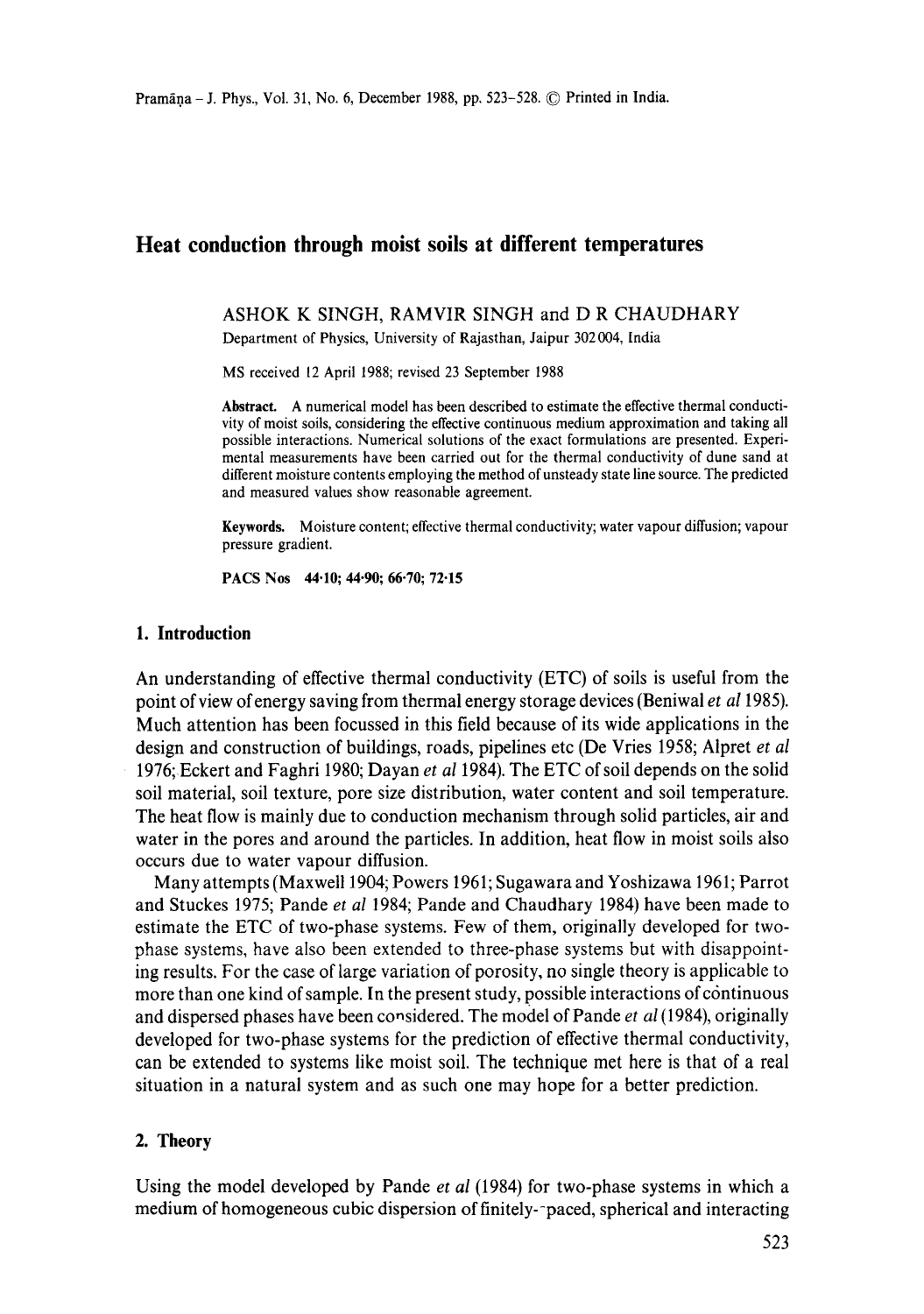# Heat conduction through moist soils at different temperatures

ASHOK K SINGH, RAMVIR SINGH and D R CHAUDHARY

Department of Physics, University of Rajasthan, Jaipur 302 004, India

MS received 12 April 1988; revised 23 September 1988

**Abstract.** A numerical model has been described to estimate the effective thermal conductivity of moist soils, considering the effective continuous medium approximation and taking all possible interactions. Numerical solutions of the exact formulations are presented. Experimental measurements have been carried out for the thermal conductivity of dune sand at different moisture contents employing the method of unsteady state line source. The predicted and measured values show reasonable agreement.

**Keywords.** Moisture content; effective thermal conductivity; water vapour diffusion; vapour pressure gradient.

**PACS Nos** 44·10; 44·90; 66·70; 72·15

## 1. Introduction

An understanding of effective thermal conductivity (ETC) of soils is useful from the point of view of energy saving from thermal energy storage devices (Beniwal *et al* 1985). Much attention has been focussed in this field because of its wide applications in the design and construction of buildings, roads, pipelines etc (De Vries 1958; Alpret *et al* 1976; Eckert and Faghri 1980; Dayan *et al* 1984). The ETC of soil depends on the solid soil material, soil texture, pore size distribution, water content and soil temperature. The heat flow is mainly due to conduction mechanism through solid particles, air and water in the pores and around the particles. In addition, heat flow in moist soils also occurs due to water vapour diffusion.

Many attempts (Maxwell 1904; Powers 1961; Sugawara and Yoshizawa 1961; Parrot and Stuckes 1975; Pande *et al* 1984; Pande and Chaudhary 1984) have been made to estimate the ETC of two-phase systems. Few of them, originally developed for two-phase systems, have also been extended to three-phase systems but with disappointing results. For the case of large variation of porosity, no single theory is applicable to more than one kind of sample. In the present study, possible interactions of continuous and dispersed phases have been considered. The model of Pande *et al* (1984), originally developed for two-phase systems for the prediction of effective thermal conductivity, can be extended to systems like moist soil. The technique met here is that of a real situation in a natural system and as such one may hope for a better prediction.

## 2. Theory

Using the model developed by Pande *et al* (1984) for two-phase systems in which a medium of homogeneous cubic dispersion of finitely-spaced, spherical and interacting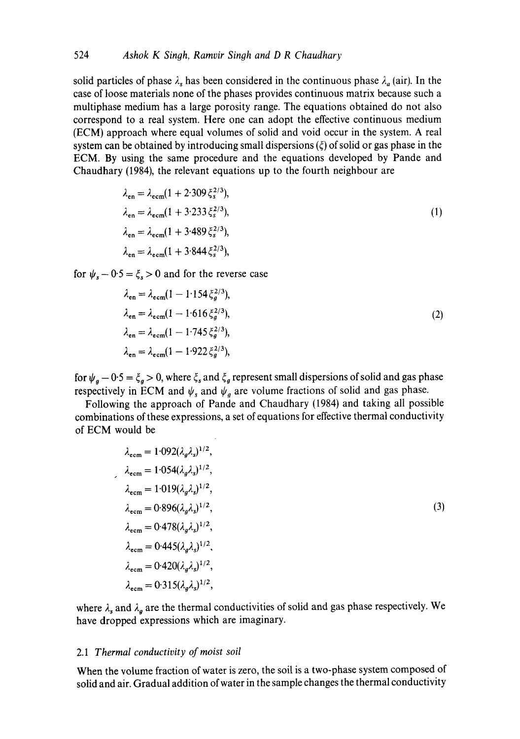solid particles of phase $\lambda_s$ has been considered in the continuous phase $\lambda_a$ (air). In the case of loose materials none of the phases provides continuous matrix because such a multiphase medium has a large porosity range. The equations obtained do not also correspond to a real system. Here one can adopt the effective continuous medium (ECM) approach where equal volumes of solid and void occur in the system. A real system can be obtained by introducing small dispersions ($\xi$) of solid or gas phase in the ECM. By using the same procedure and the equations developed by Pande and Chaudhary (1984), the relevant equations up to the fourth neighbour are

$$
\begin{aligned}
\lambda_{en} &= \lambda_{ecm}(1 + 2\cdot309\,\xi_s^{2/3}),\\
\lambda_{en} &= \lambda_{ecm}(1 + 3\cdot233\,\xi_s^{2/3}),\\
\lambda_{en} &= \lambda_{ecm}(1 + 3\cdot489\,\xi_s^{2/3}),\\
\lambda_{en} &= \lambda_{ecm}(1 + 3\cdot844\,\xi_s^{2/3}),
\end{aligned}
\tag{1}
$$

for $\psi_s - 0\cdot5 = \xi_s > 0$ and for the reverse case

$$
\begin{aligned}
\lambda_{en} &= \lambda_{ecm}(1 - 1\cdot154\,\xi_g^{2/3}),\\
\lambda_{en} &= \lambda_{ecm}(1 - 1\cdot616\,\xi_g^{2/3}),\\
\lambda_{en} &= \lambda_{ecm}(1 - 1\cdot745\,\xi_g^{2/3}),\\
\lambda_{en} &= \lambda_{ecm}(1 - 1\cdot922\,\xi_g^{2/3}),
\end{aligned}
\tag{2}
$$

for $\psi_g - 0\cdot5 = \xi_g > 0$, where $\xi_s$ and $\xi_g$ represent small dispersions of solid and gas phase respectively in ECM and $\psi_s$ and $\psi_g$ are volume fractions of solid and gas phase.

Following the approach of Pande and Chaudhary (1984) and taking all possible combinations of these expressions, a set of equations for effective thermal conductivity of ECM would be

$$
\begin{aligned}
\lambda_{ecm} &= 1\cdot092(\lambda_g\lambda_s)^{1/2},\\
\lambda_{ecm} &= 1\cdot054(\lambda_g\lambda_s)^{1/2},\\
\lambda_{ecm} &= 1\cdot019(\lambda_g\lambda_s)^{1/2},\\
\lambda_{ecm} &= 0\cdot896(\lambda_g\lambda_s)^{1/2},\\
\lambda_{ecm} &= 0\cdot478(\lambda_g\lambda_s)^{1/2},\\
\lambda_{ecm} &= 0\cdot445(\lambda_g\lambda_s)^{1/2},\\
\lambda_{ecm} &= 0\cdot420(\lambda_g\lambda_s)^{1/2},\\
\lambda_{ecm} &= 0\cdot315(\lambda_g\lambda_s)^{1/2},
\end{aligned}
\tag{3}
$$

where $\lambda_s$ and $\lambda_g$ are the thermal conductivities of solid and gas phase respectively. We have dropped expressions which are imaginary.

### 2.1 *Thermal conductivity of moist soil*

When the volume fraction of water is zero, the soil is a two-phase system composed of solid and air. Gradual addition of water in the sample changes the thermal conductivity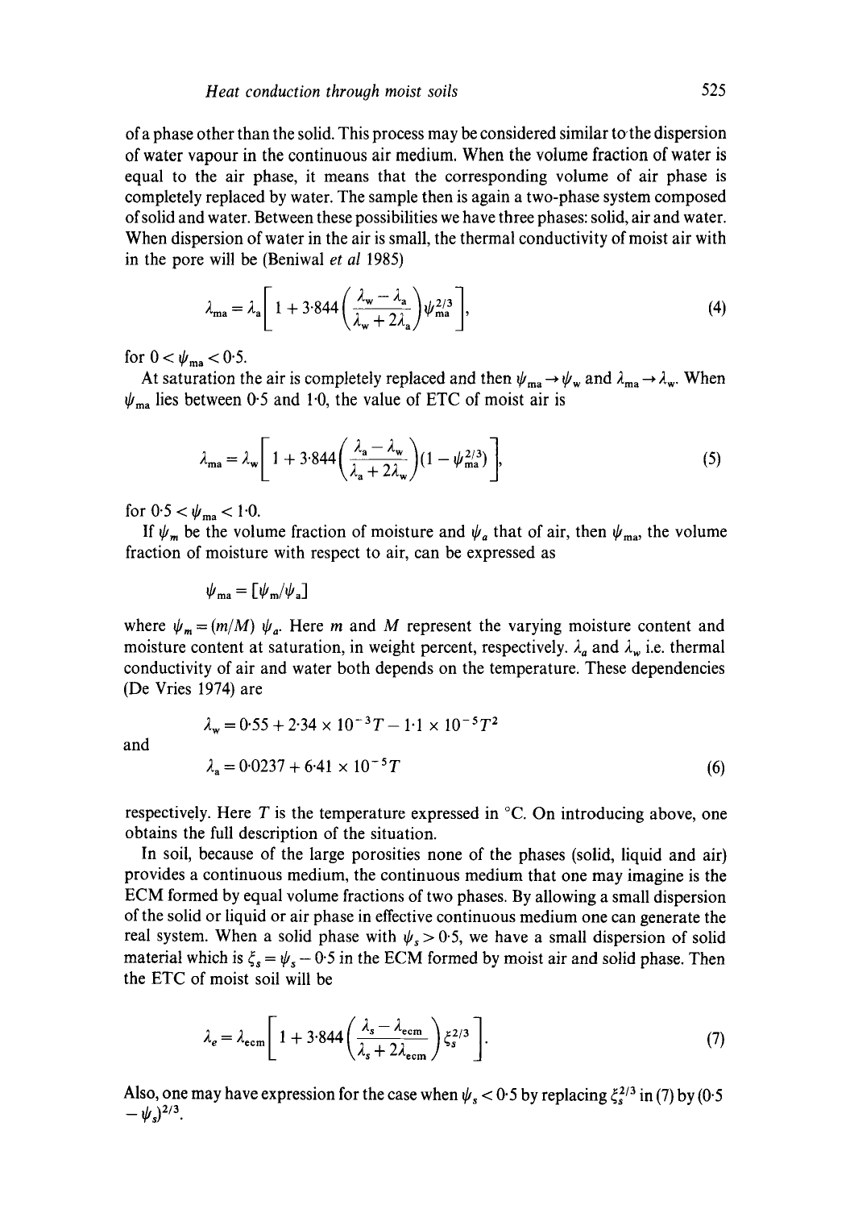of a phase other than the solid. This process may be considered similar to the dispersion of water vapour in the continuous air medium. When the volume fraction of water is equal to the air phase, it means that the corresponding volume of air phase is completely replaced by water. The sample then is again a two-phase system composed of solid and water. Between these possibilities we have three phases: solid, air and water. When dispersion of water in the air is small, the thermal conductivity of moist air with in the pore will be (Beniwal *et al* 1985)

$$\lambda_{\mathrm{ma}} = \lambda_{\mathrm{a}}\left[1 + 3\cdot844\left(\frac{\lambda_{\mathrm{w}} - \lambda_{\mathrm{a}}}{\lambda_{\mathrm{w}} + 2\lambda_{\mathrm{a}}}\right)\psi_{\mathrm{ma}}^{2/3}\right], \tag{4}$$

for $0 < \psi_{\mathrm{ma}} < 0\cdot5$.

At saturation the air is completely replaced and then $\psi_{\mathrm{ma}} \to \psi_{\mathrm{w}}$ and $\lambda_{\mathrm{ma}} \to \lambda_{\mathrm{w}}$. When $\psi_{\mathrm{ma}}$ lies between 0·5 and 1·0, the value of ETC of moist air is

$$\lambda_{\mathrm{ma}} = \lambda_{\mathrm{w}}\left[1 + 3\cdot844\left(\frac{\lambda_{\mathrm{a}} - \lambda_{\mathrm{w}}}{\lambda_{\mathrm{a}} + 2\lambda_{\mathrm{w}}}\right)(1 - \psi_{\mathrm{ma}}^{2/3})\right], \tag{5}$$

for $0\cdot5 < \psi_{\mathrm{ma}} < 1\cdot0$.

If $\psi_m$ be the volume fraction of moisture and $\psi_a$ that of air, then $\psi_{\mathrm{ma}}$, the volume fraction of moisture with respect to air, can be expressed as

$$\psi_{\mathrm{ma}} = [\psi_{\mathrm{m}}/\psi_{\mathrm{a}}]$$

where $\psi_m = (m/M)\,\psi_a$. Here $m$ and $M$ represent the varying moisture content and moisture content at saturation, in weight percent, respectively. $\lambda_a$ and $\lambda_w$ i.e. thermal conductivity of air and water both depends on the temperature. These dependencies (De Vries 1974) are

$$\lambda_{\mathrm{w}} = 0\cdot55 + 2\cdot34 \times 10^{-3}T - 1\cdot1 \times 10^{-5}T^2$$

and

$$\lambda_{\mathrm{a}} = 0\cdot0237 + 6\cdot41 \times 10^{-5}T \tag{6}$$

respectively. Here $T$ is the temperature expressed in °C. On introducing above, one obtains the full description of the situation.

In soil, because of the large porosities none of the phases (solid, liquid and air) provides a continuous medium, the continuous medium that one may imagine is the ECM formed by equal volume fractions of two phases. By allowing a small dispersion of the solid or liquid or air phase in effective continuous medium one can generate the real system. When a solid phase with $\psi_s > 0\cdot5$, we have a small dispersion of solid material which is $\xi_s = \psi_s - 0\cdot5$ in the ECM formed by moist air and solid phase. Then the ETC of moist soil will be

$$\lambda_e = \lambda_{\mathrm{ecm}}\left[1 + 3\cdot844\left(\frac{\lambda_s - \lambda_{\mathrm{ecm}}}{\lambda_s + 2\lambda_{\mathrm{ecm}}}\right)\xi_s^{2/3}\right]. \tag{7}$$

Also, one may have expression for the case when $\psi_s < 0\cdot5$ by replacing $\xi_s^{2/3}$ in (7) by $(0\cdot5 - \psi_s)^{2/3}$.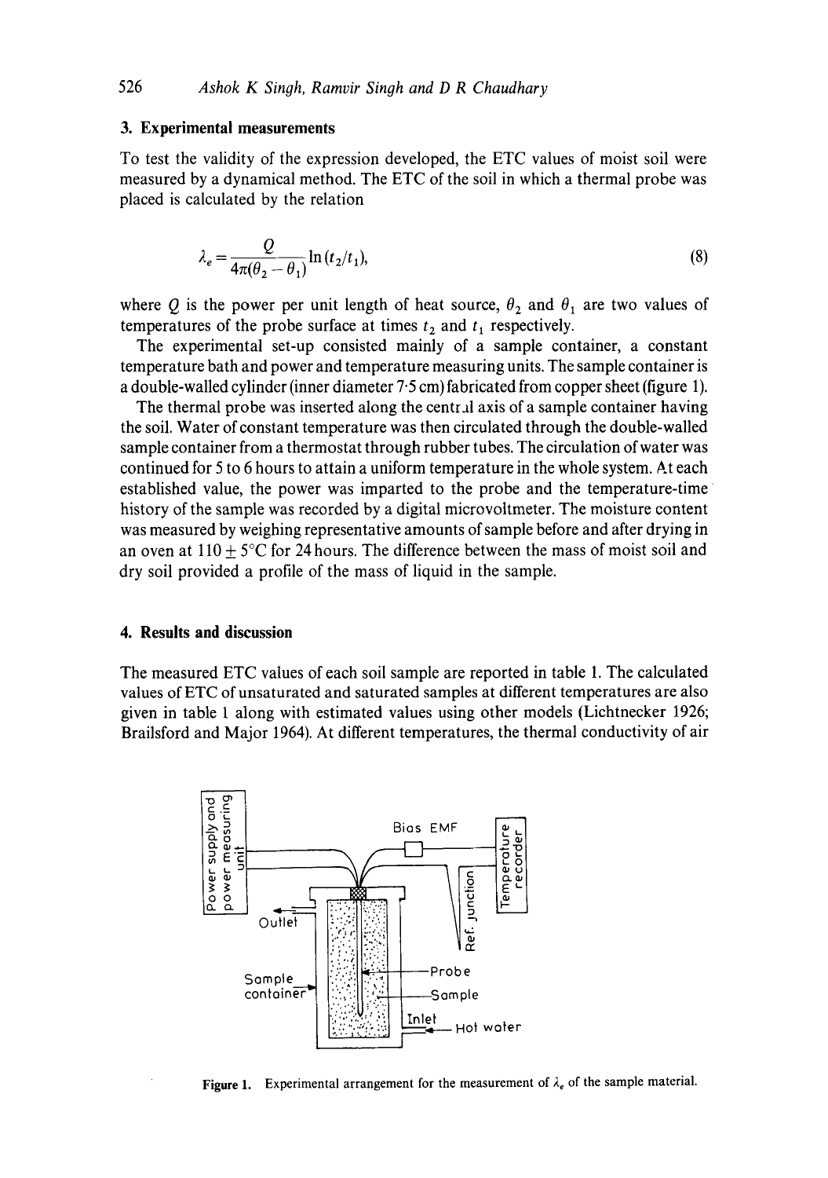## 3. Experimental measurements

To test the validity of the expression developed, the ETC values of moist soil were measured by a dynamical method. The ETC of the soil in which a thermal probe was placed is calculated by the relation

$$\lambda_e = \frac{Q}{4\pi(\theta_2 - \theta_1)} \ln(t_2/t_1), \tag{8}$$

where $Q$ is the power per unit length of heat source, $\theta_2$ and $\theta_1$ are two values of temperatures of the probe surface at times $t_2$ and $t_1$ respectively.

The experimental set-up consisted mainly of a sample container, a constant temperature bath and power and temperature measuring units. The sample container is a double-walled cylinder (inner diameter 7·5 cm) fabricated from copper sheet (figure 1).

The thermal probe was inserted along the central axis of a sample container having the soil. Water of constant temperature was then circulated through the double-walled sample container from a thermostat through rubber tubes. The circulation of water was continued for 5 to 6 hours to attain a uniform temperature in the whole system. At each established value, the power was imparted to the probe and the temperature-time history of the sample was recorded by a digital microvoltmeter. The moisture content was measured by weighing representative amounts of sample before and after drying in an oven at $110 \pm 5$°C for 24 hours. The difference between the mass of moist soil and dry soil provided a profile of the mass of liquid in the sample.

## 4. Results and discussion

The measured ETC values of each soil sample are reported in table 1. The calculated values of ETC of unsaturated and saturated samples at different temperatures are also given in table 1 along with estimated values using other models (Lichtnecker 1926; Brailsford and Major 1964). At different temperatures, the thermal conductivity of air

**Figure 1.** Experimental arrangement for the measurement of $\lambda_e$ of the sample material.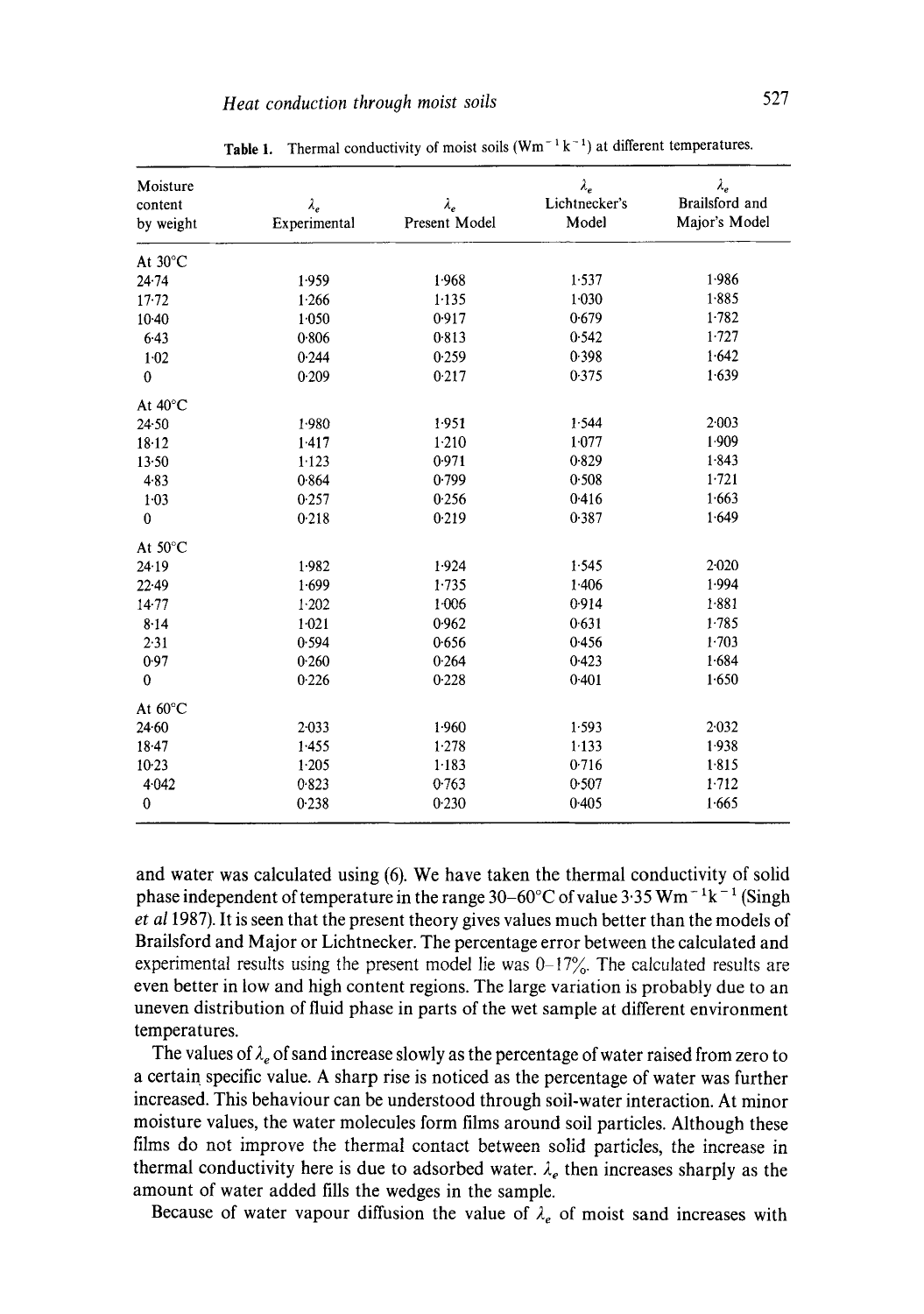**Table 1.** Thermal conductivity of moist soils ($Wm^{-1} k^{-1}$) at different temperatures.

| Moisture content by weight | $\lambda_e$ Experimental | $\lambda_e$ Present Model | $\lambda_e$ Lichtnecker's Model | $\lambda_e$ Brailsford and Major's Model |
|---|---|---|---|---|
| At 30°C | | | | |
| 24·74 | 1·959 | 1·968 | 1·537 | 1·986 |
| 17·72 | 1·266 | 1·135 | 1·030 | 1·885 |
| 10·40 | 1·050 | 0·917 | 0·679 | 1·782 |
| 6·43 | 0·806 | 0·813 | 0·542 | 1·727 |
| 1·02 | 0·244 | 0·259 | 0·398 | 1·642 |
| 0 | 0·209 | 0·217 | 0·375 | 1·639 |
| At 40°C | | | | |
| 24·50 | 1·980 | 1·951 | 1·544 | 2·003 |
| 18·12 | 1·417 | 1·210 | 1·077 | 1·909 |
| 13·50 | 1·123 | 0·971 | 0·829 | 1·843 |
| 4·83 | 0·864 | 0·799 | 0·508 | 1·721 |
| 1·03 | 0·257 | 0·256 | 0·416 | 1·663 |
| 0 | 0·218 | 0·219 | 0·387 | 1·649 |
| At 50°C | | | | |
| 24·19 | 1·982 | 1·924 | 1·545 | 2·020 |
| 22·49 | 1·699 | 1·735 | 1·406 | 1·994 |
| 14·77 | 1·202 | 1·006 | 0·914 | 1·881 |
| 8·14 | 1·021 | 0·962 | 0·631 | 1·785 |
| 2·31 | 0·594 | 0·656 | 0·456 | 1·703 |
| 0·97 | 0·260 | 0·264 | 0·423 | 1·684 |
| 0 | 0·226 | 0·228 | 0·401 | 1·650 |
| At 60°C | | | | |
| 24·60 | 2·033 | 1·960 | 1·593 | 2·032 |
| 18·47 | 1·455 | 1·278 | 1·133 | 1·938 |
| 10·23 | 1·205 | 1·183 | 0·716 | 1·815 |
| 4·042 | 0·823 | 0·763 | 0·507 | 1·712 |
| 0 | 0·238 | 0·230 | 0·405 | 1·665 |

and water was calculated using (6). We have taken the thermal conductivity of solid phase independent of temperature in the range 30–60°C of value 3·35 $Wm^{-1}k^{-1}$ (Singh *et al* 1987). It is seen that the present theory gives values much better than the models of Brailsford and Major or Lichtnecker. The percentage error between the calculated and experimental results using the present model lie was 0–17%. The calculated results are even better in low and high content regions. The large variation is probably due to an uneven distribution of fluid phase in parts of the wet sample at different environment temperatures.

The values of $\lambda_e$ of sand increase slowly as the percentage of water raised from zero to a certain specific value. A sharp rise is noticed as the percentage of water was further increased. This behaviour can be understood through soil-water interaction. At minor moisture values, the water molecules form films around soil particles. Although these films do not improve the thermal contact between solid particles, the increase in thermal conductivity here is due to adsorbed water. $\lambda_e$ then increases sharply as the amount of water added fills the wedges in the sample.

Because of water vapour diffusion the value of $\lambda_e$ of moist sand increases with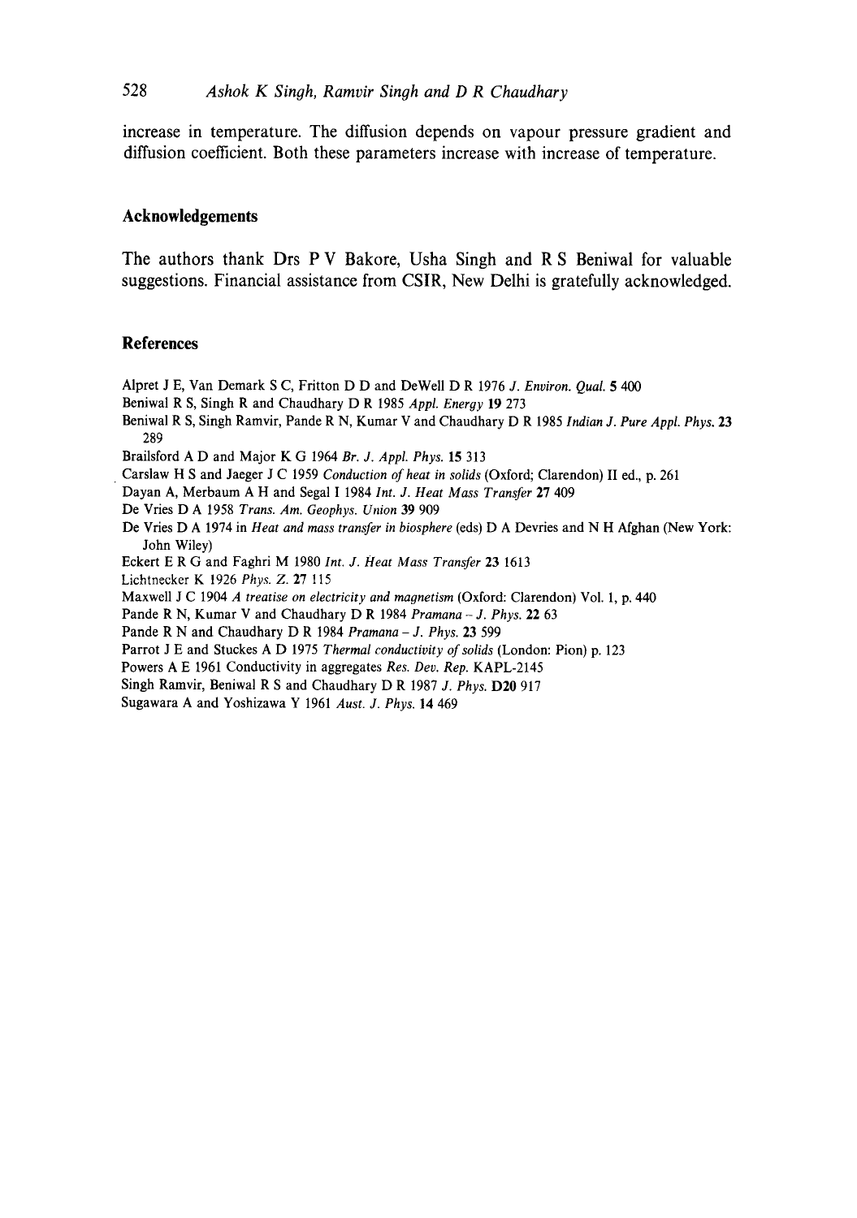increase in temperature. The diffusion depends on vapour pressure gradient and diffusion coefficient. Both these parameters increase with increase of temperature.

## Acknowledgements

The authors thank Drs P V Bakore, Usha Singh and R S Beniwal for valuable suggestions. Financial assistance from CSIR, New Delhi is gratefully acknowledged.

## References

Alpret J E, Van Demark S C, Fritton D D and DeWell D R 1976 *J. Environ. Qual.* **5** 400

Beniwal R S, Singh R and Chaudhary D R 1985 *Appl. Energy* **19** 273

Beniwal R S, Singh Ramvir, Pande R N, Kumar V and Chaudhary D R 1985 *Indian J. Pure Appl. Phys.* **23** 289

Brailsford A D and Major K G 1964 *Br. J. Appl. Phys.* **15** 313

Carslaw H S and Jaeger J C 1959 *Conduction of heat in solids* (Oxford; Clarendon) II ed., p. 261

Dayan A, Merbaum A H and Segal I 1984 *Int. J. Heat Mass Transfer* **27** 409

De Vries D A 1958 *Trans. Am. Geophys. Union* **39** 909

De Vries D A 1974 in *Heat and mass transfer in biosphere* (eds) D A Devries and N H Afghan (New York: John Wiley)

Eckert E R G and Faghri M 1980 *Int. J. Heat Mass Transfer* **23** 1613

Lichtnecker K 1926 *Phys. Z.* **27** 115

Maxwell J C 1904 *A treatise on electricity and magnetism* (Oxford: Clarendon) Vol. 1, p. 440

Pande R N, Kumar V and Chaudhary D R 1984 *Pramana – J. Phys.* **22** 63

Pande R N and Chaudhary D R 1984 *Pramana – J. Phys.* **23** 599

Parrot J E and Stuckes A D 1975 *Thermal conductivity of solids* (London: Pion) p. 123

Powers A E 1961 Conductivity in aggregates *Res. Dev. Rep.* KAPL-2145

Singh Ramvir, Beniwal R S and Chaudhary D R 1987 *J. Phys.* **D20** 917

Sugawara A and Yoshizawa Y 1961 *Aust. J. Phys.* **14** 469